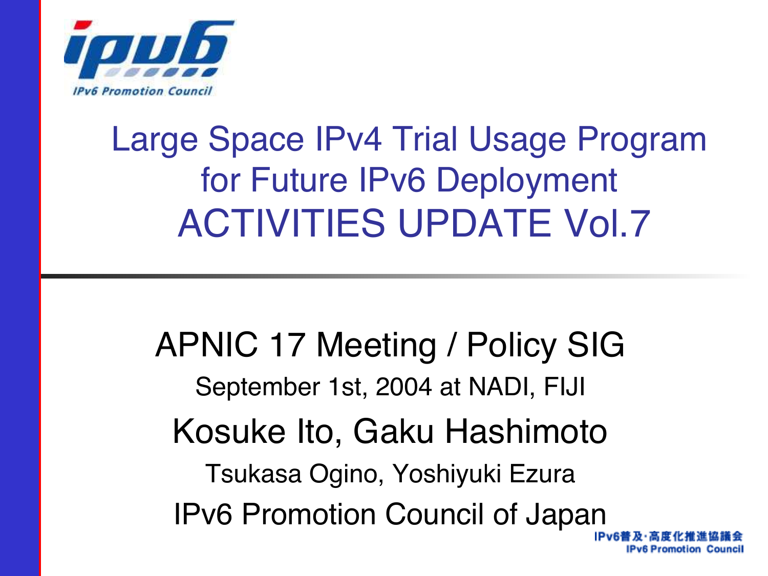# Large Space IPv4 Trial Usage Program for Future IPv6 Deployment ACTIVITIES UPDATE Vol.7

APNIC 17 Meeting / Policy SIG

September 1st, 2004 at NADI, FIJI

Kosuke Ito, Gaku Hashimoto

Tsukasa Ogino, Yoshiyuki Ezura

IPv6 Promotion Council of Japan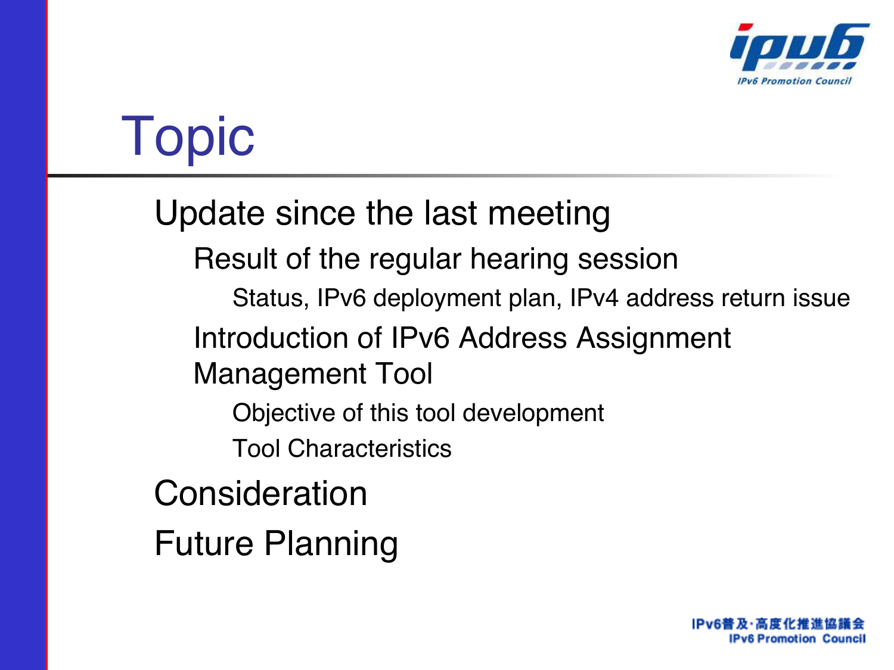# Topic

- Update since the last meeting
  - Result of the regular hearing session
    - Status, IPv6 deployment plan, IPv4 address return issue
  - Introduction of IPv6 Address Assignment Management Tool
    - Objective of this tool development
    - Tool Characteristics
- Consideration
- Future Planning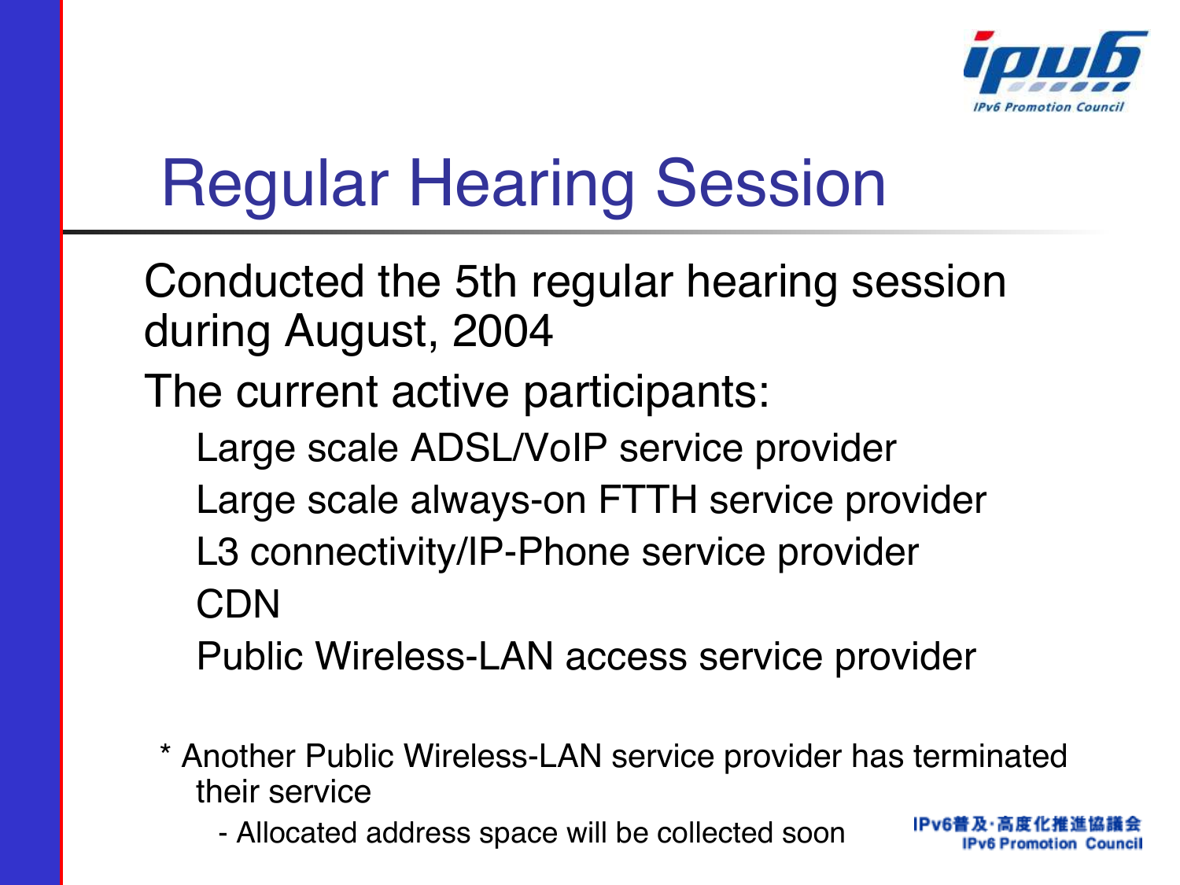# Regular Hearing Session

- Conducted the 5th regular hearing session during August, 2004
- The current active participants:
  - Large scale ADSL/VoIP service provider
  - Large scale always-on FTTH service provider
  - L3 connectivity/IP-Phone service provider
  - CDN
  - Public Wireless-LAN access service provider

\* Another Public Wireless-LAN service provider has terminated their service

- Allocated address space will be collected soon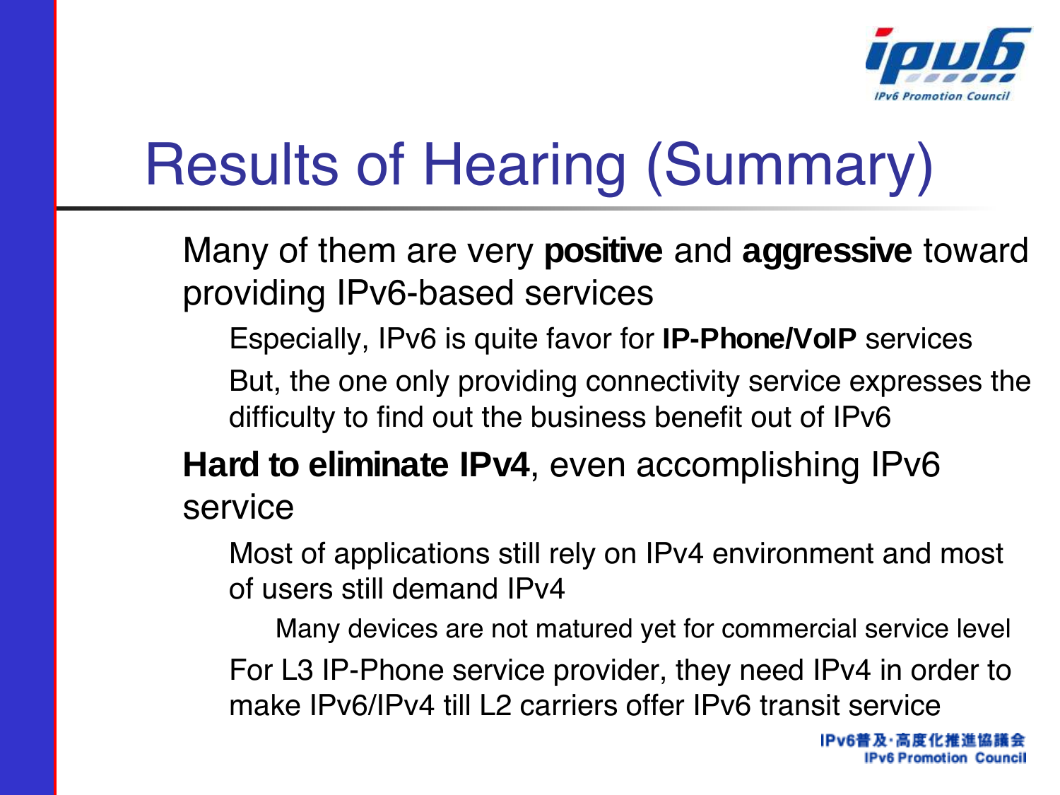# Results of Hearing (Summary)

- Many of them are very **positive** and **aggressive** toward providing IPv6-based services
  - Especially, IPv6 is quite favor for **IP-Phone/VoIP** services
  - But, the one only providing connectivity service expresses the difficulty to find out the business benefit out of IPv6
- **Hard to eliminate IPv4**, even accomplishing IPv6 service
  - Most of applications still rely on IPv4 environment and most of users still demand IPv4
    - Many devices are not matured yet for commercial service level
  - For L3 IP-Phone service provider, they need IPv4 in order to make IPv6/IPv4 till L2 carriers offer IPv6 transit service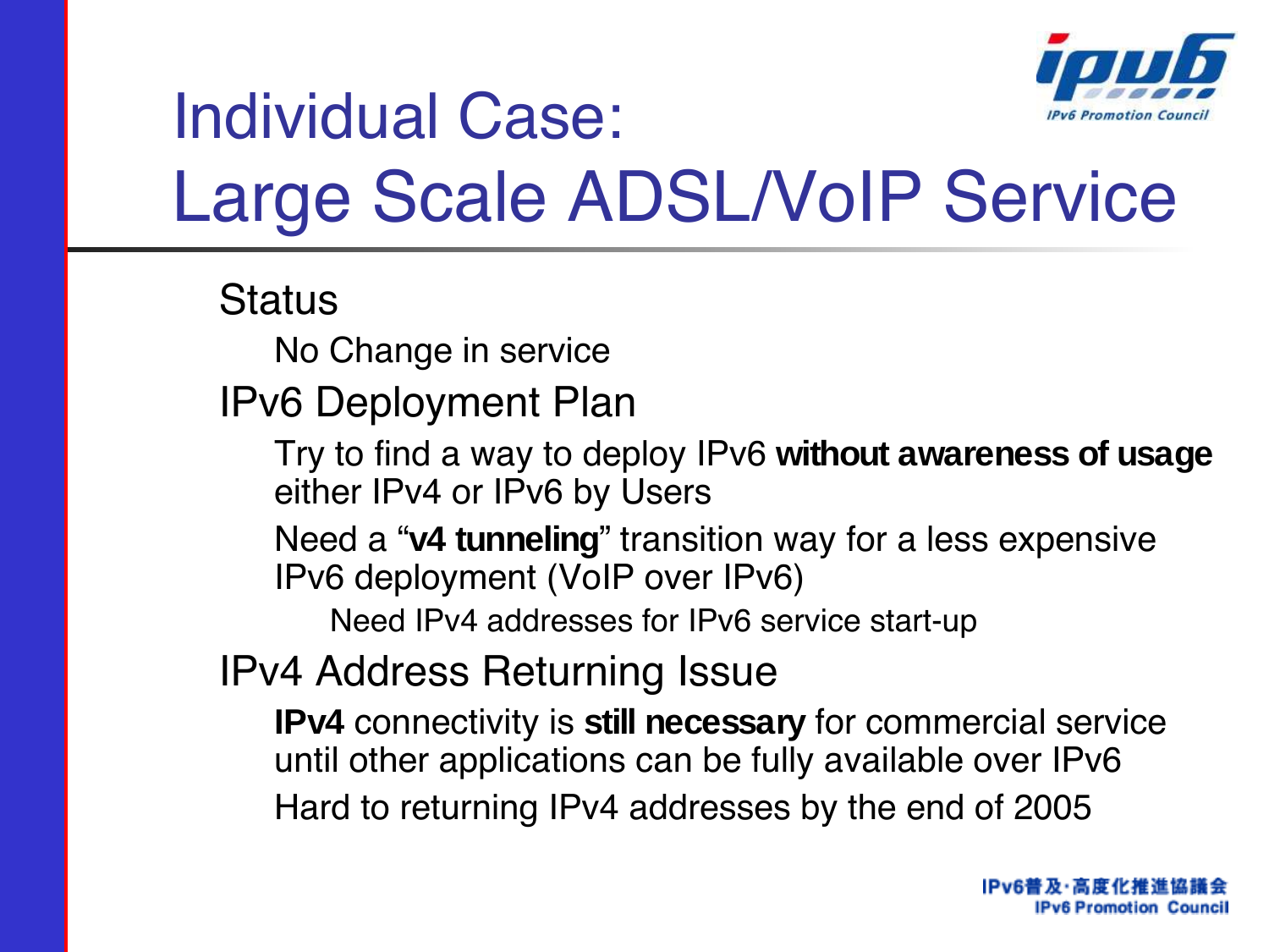# Individual Case: Large Scale ADSL/VoIP Service

- Status
  - No Change in service
- IPv6 Deployment Plan
  - Try to find a way to deploy IPv6 **without awareness of usage** either IPv4 or IPv6 by Users
  - Need a "**v4 tunneling**" transition way for a less expensive IPv6 deployment (VoIP over IPv6)
    - Need IPv4 addresses for IPv6 service start-up
- IPv4 Address Returning Issue
  - **IPv4** connectivity is **still necessary** for commercial service until other applications can be fully available over IPv6
  - Hard to returning IPv4 addresses by the end of 2005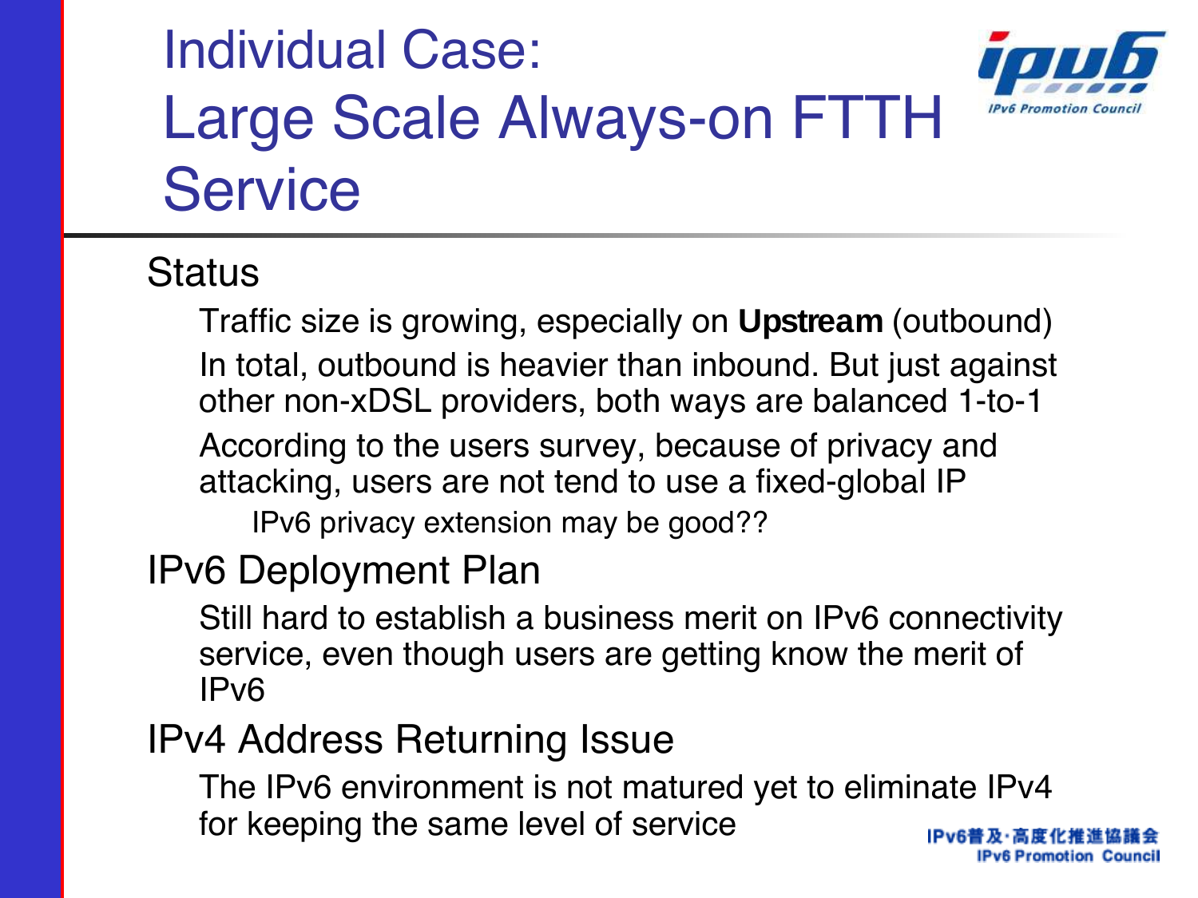# Individual Case: Large Scale Always-on FTTH Service

## Status

- Traffic size is growing, especially on **Upstream** (outbound)
- In total, outbound is heavier than inbound. But just against other non-xDSL providers, both ways are balanced 1-to-1
- According to the users survey, because of privacy and attacking, users are not tend to use a fixed-global IP
  - IPv6 privacy extension may be good??

## IPv6 Deployment Plan

- Still hard to establish a business merit on IPv6 connectivity service, even though users are getting know the merit of IPv6

## IPv4 Address Returning Issue

- The IPv6 environment is not matured yet to eliminate IPv4 for keeping the same level of service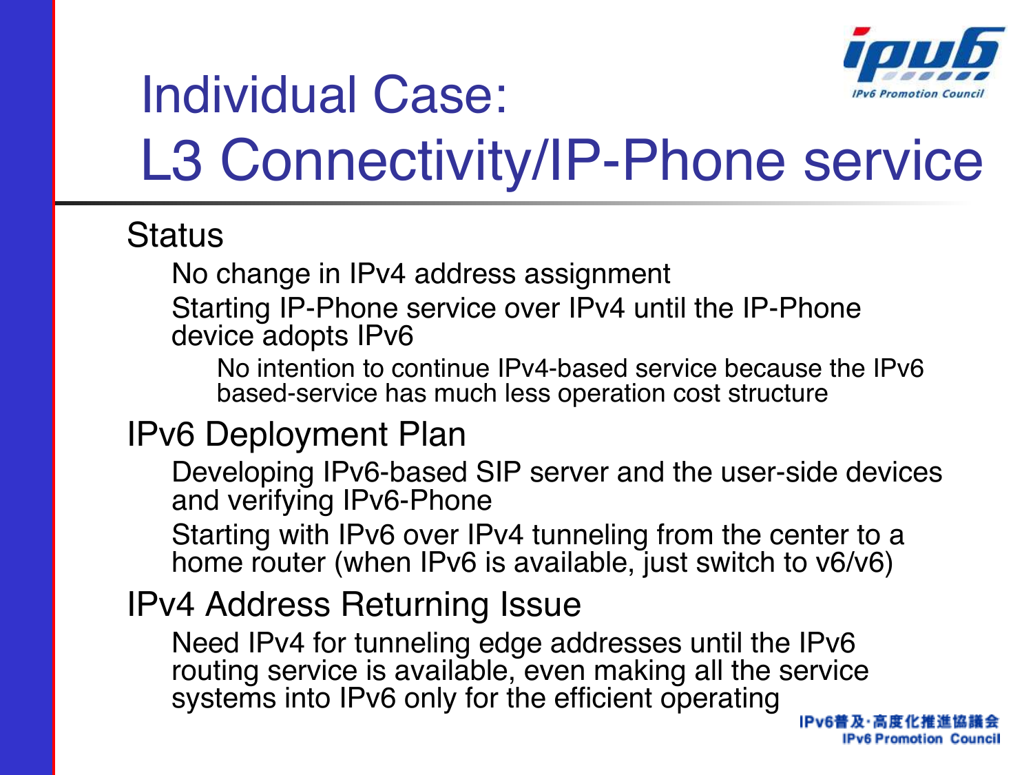# Individual Case: L3 Connectivity/IP-Phone service

- Status
  - No change in IPv4 address assignment
  - Starting IP-Phone service over IPv4 until the IP-Phone device adopts IPv6
    - No intention to continue IPv4-based service because the IPv6 based-service has much less operation cost structure
- IPv6 Deployment Plan
  - Developing IPv6-based SIP server and the user-side devices and verifying IPv6-Phone
  - Starting with IPv6 over IPv4 tunneling from the center to a home router (when IPv6 is available, just switch to v6/v6)
- IPv4 Address Returning Issue
  - Need IPv4 for tunneling edge addresses until the IPv6 routing service is available, even making all the service systems into IPv6 only for the efficient operating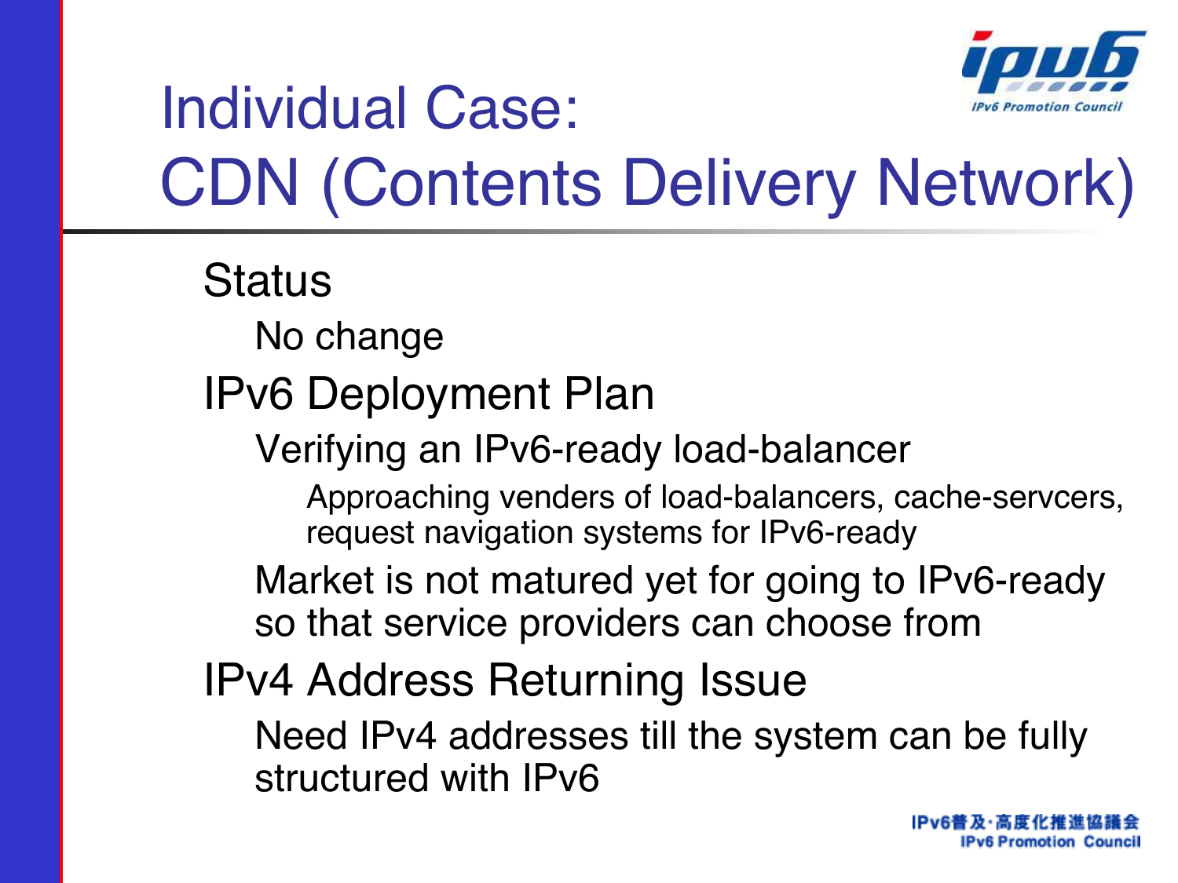# Individual Case: CDN (Contents Delivery Network)

- Status
  - No change
- IPv6 Deployment Plan
  - Verifying an IPv6-ready load-balancer
    - Approaching venders of load-balancers, cache-servcers, request navigation systems for IPv6-ready
  - Market is not matured yet for going to IPv6-ready so that service providers can choose from
- IPv4 Address Returning Issue
  - Need IPv4 addresses till the system can be fully structured with IPv6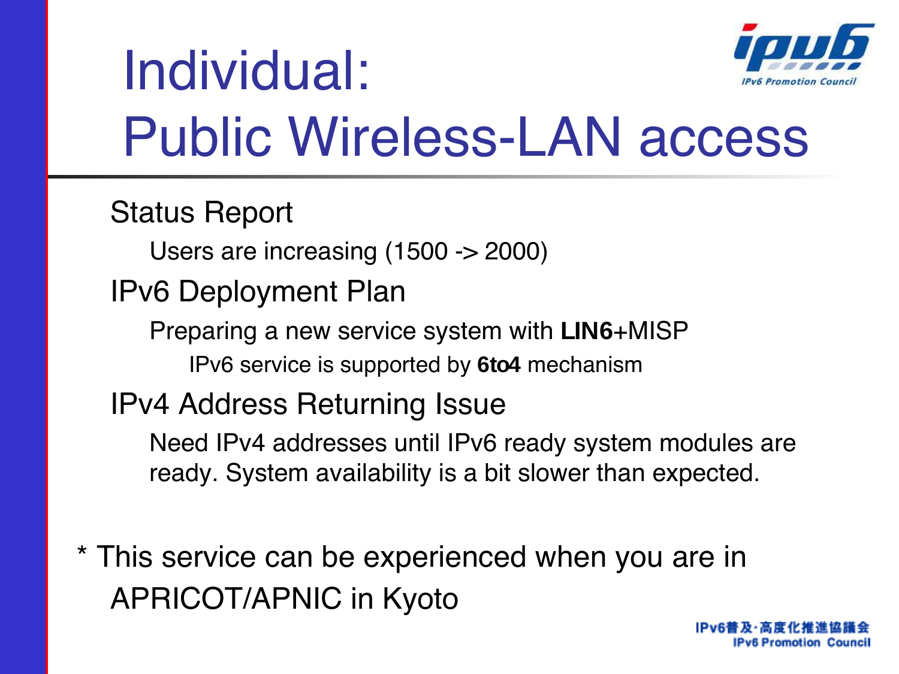# Individual: Public Wireless-LAN access

- Status Report
  - Users are increasing (1500 -> 2000)
- IPv6 Deployment Plan
  - Preparing a new service system with **LIN6**+MISP
    - IPv6 service is supported by **6to4** mechanism
- IPv4 Address Returning Issue
  - Need IPv4 addresses until IPv6 ready system modules are ready. System availability is a bit slower than expected.

\* This service can be experienced when you are in APRICOT/APNIC in Kyoto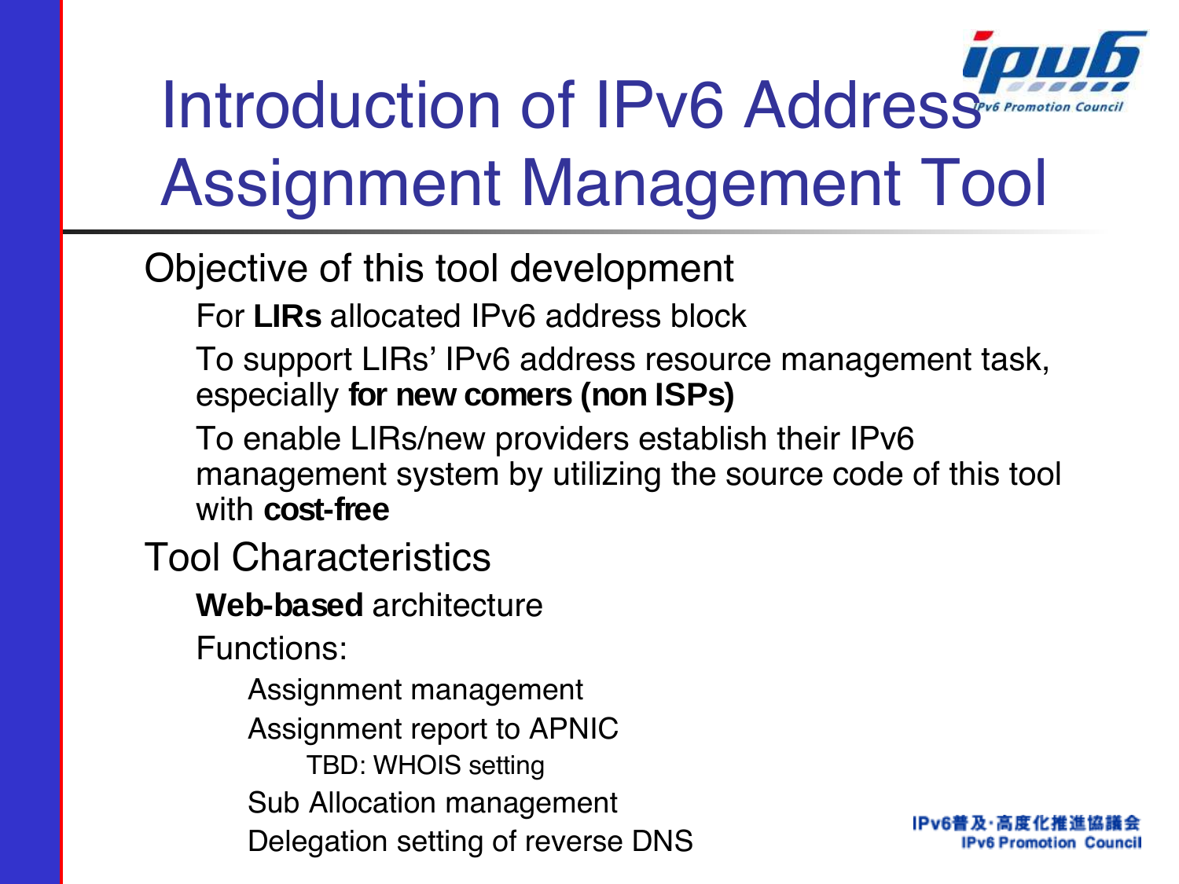# Introduction of IPv6 Address Assignment Management Tool

- Objective of this tool development
  - For **LIRs** allocated IPv6 address block
  - To support LIRs' IPv6 address resource management task, especially **for new comers (non ISPs)**
  - To enable LIRs/new providers establish their IPv6 management system by utilizing the source code of this tool with **cost-free**
- Tool Characteristics
  - **Web-based** architecture
  - Functions:
    - Assignment management
    - Assignment report to APNIC
      - TBD: WHOIS setting
    - Sub Allocation management
    - Delegation setting of reverse DNS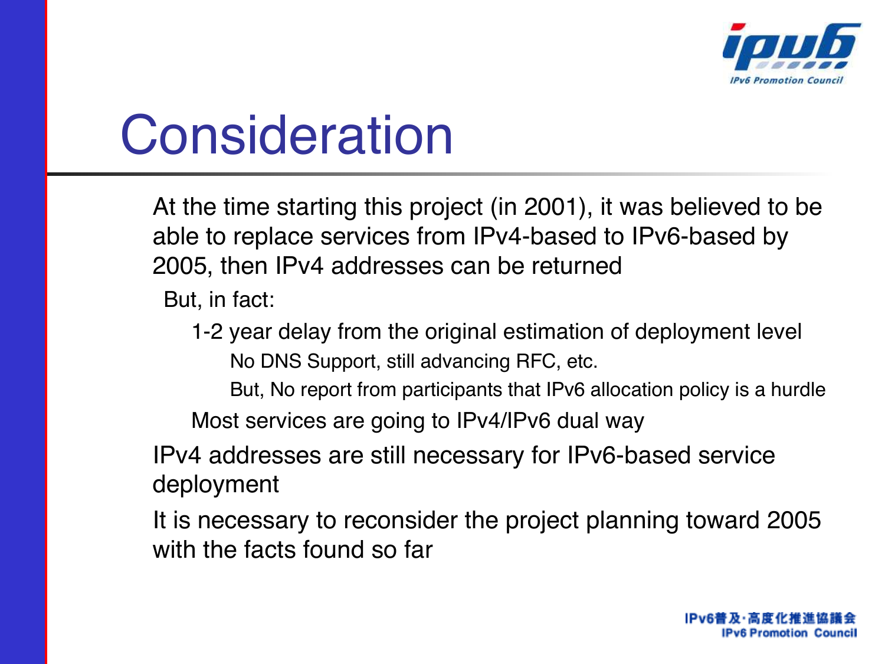# Consideration

- At the time starting this project (in 2001), it was believed to be able to replace services from IPv4-based to IPv6-based by 2005, then IPv4 addresses can be returned
  - But, in fact:
    - 1-2 year delay from the original estimation of deployment level
      - No DNS Support, still advancing RFC, etc.
      - But, No report from participants that IPv6 allocation policy is a hurdle
    - Most services are going to IPv4/IPv6 dual way
- IPv4 addresses are still necessary for IPv6-based service deployment
- It is necessary to reconsider the project planning toward 2005 with the facts found so far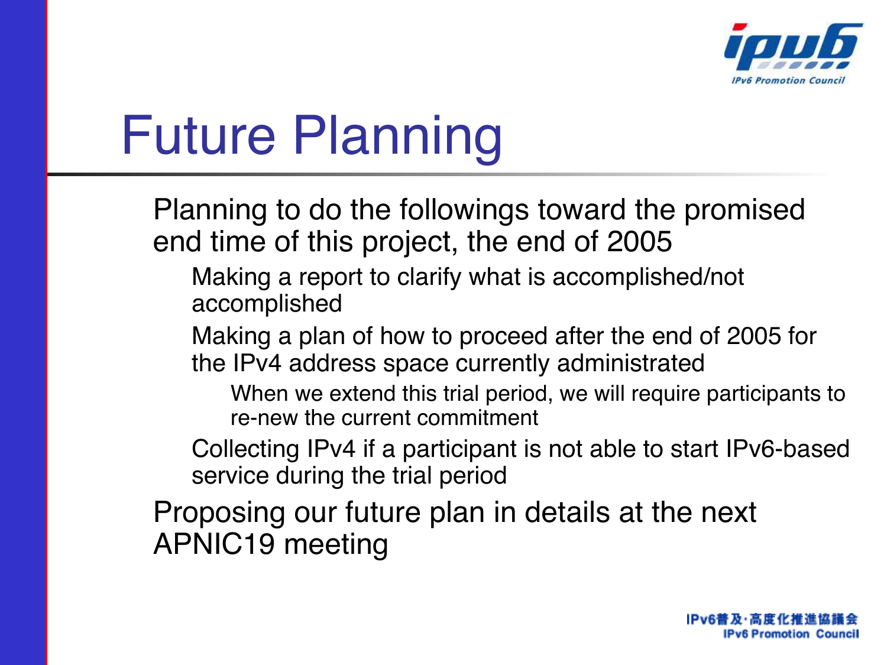# Future Planning

- Planning to do the followings toward the promised end time of this project, the end of 2005
  - Making a report to clarify what is accomplished/not accomplished
  - Making a plan of how to proceed after the end of 2005 for the IPv4 address space currently administrated
    - When we extend this trial period, we will require participants to re-new the current commitment
  - Collecting IPv4 if a participant is not able to start IPv6-based service during the trial period
- Proposing our future plan in details at the next APNIC19 meeting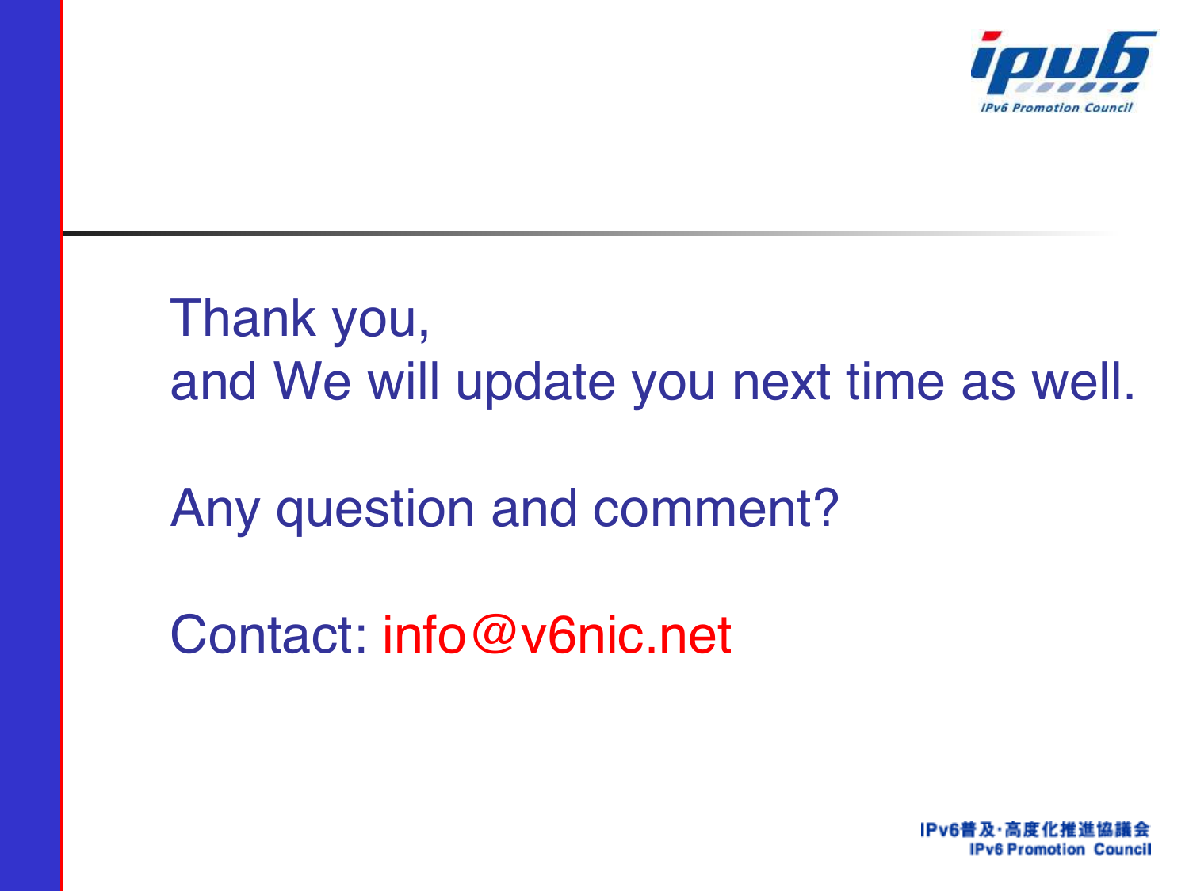Thank you,
and We will update you next time as well.

Any question and comment?

Contact: info@v6nic.net